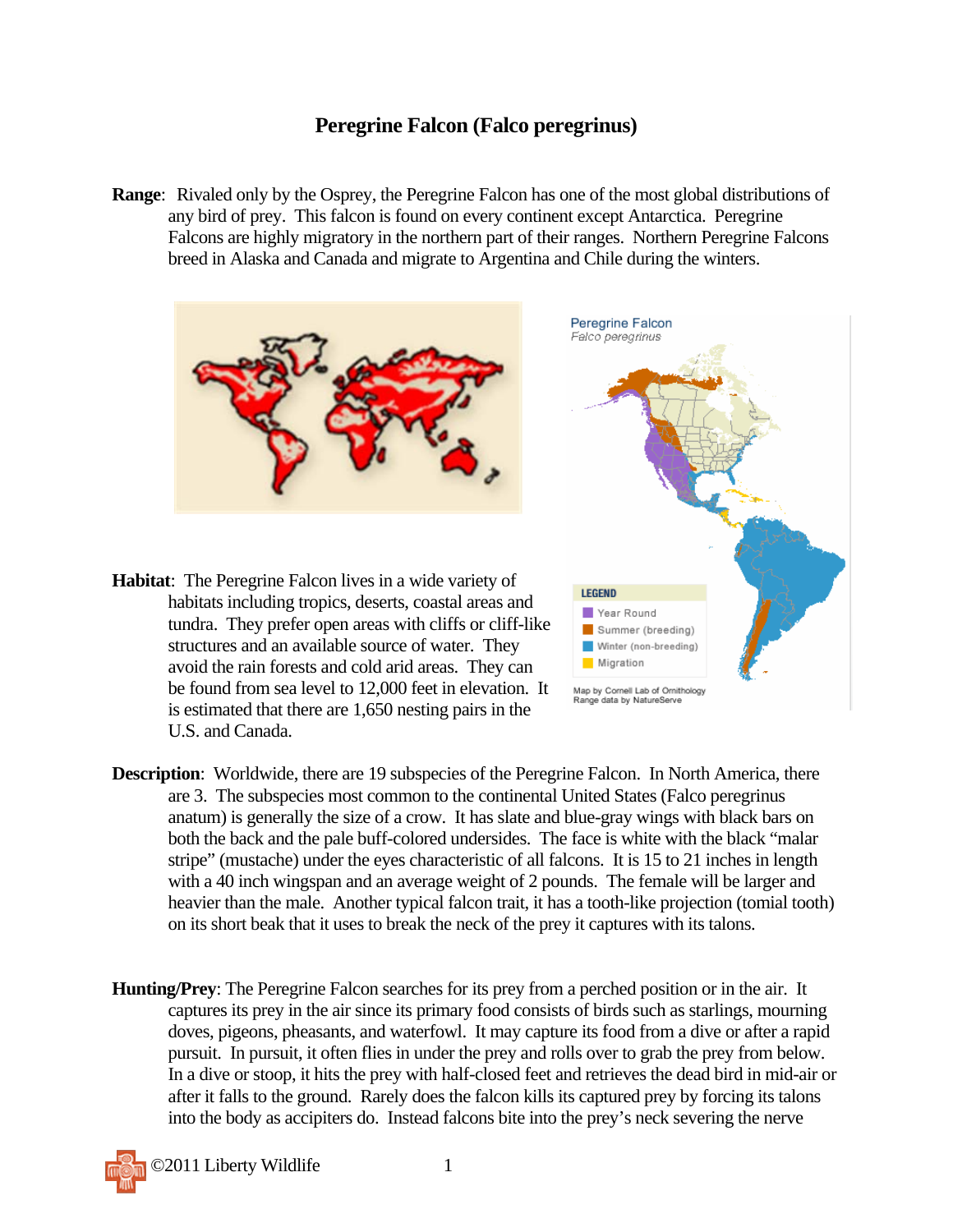# Peregrine Falcon (Falco peregrinus)

**Range**: Rivaled only by the Osprey, the Peregrine Falcon has one of the most global distributions of any bird of prey. This falcon is found on every continent except Antarctica. Peregrine Falcons are highly migratory in the northern part of their ranges. Northern Peregrine Falcons breed in Alaska and Canada and migrate to Argentina and Chile during the winters.

**Habitat**: The Peregrine Falcon lives in a wide variety of habitats including tropics, deserts, coastal areas and tundra. They prefer open areas with cliffs or cliff-like structures and an available source of water. They avoid the rain forests and cold arid areas. They can be found from sea level to 12,000 feet in elevation. It is estimated that there are 1,650 nesting pairs in the U.S. and Canada.

**Description**: Worldwide, there are 19 subspecies of the Peregrine Falcon. In North America, there are 3. The subspecies most common to the continental United States (Falco peregrinus anatum) is generally the size of a crow. It has slate and blue-gray wings with black bars on both the back and the pale buff-colored undersides. The face is white with the black "malar stripe" (mustache) under the eyes characteristic of all falcons. It is 15 to 21 inches in length with a 40 inch wingspan and an average weight of 2 pounds. The female will be larger and heavier than the male. Another typical falcon trait, it has a tooth-like projection (tomial tooth) on its short beak that it uses to break the neck of the prey it captures with its talons.

**Hunting/Prey**: The Peregrine Falcon searches for its prey from a perched position or in the air. It captures its prey in the air since its primary food consists of birds such as starlings, mourning doves, pigeons, pheasants, and waterfowl. It may capture its food from a dive or after a rapid pursuit. In pursuit, it often flies in under the prey and rolls over to grab the prey from below. In a dive or stoop, it hits the prey with half-closed feet and retrieves the dead bird in mid-air or after it falls to the ground. Rarely does the falcon kills its captured prey by forcing its talons into the body as accipiters do. Instead falcons bite into the prey's neck severing the nerve

©2011 Liberty Wildlife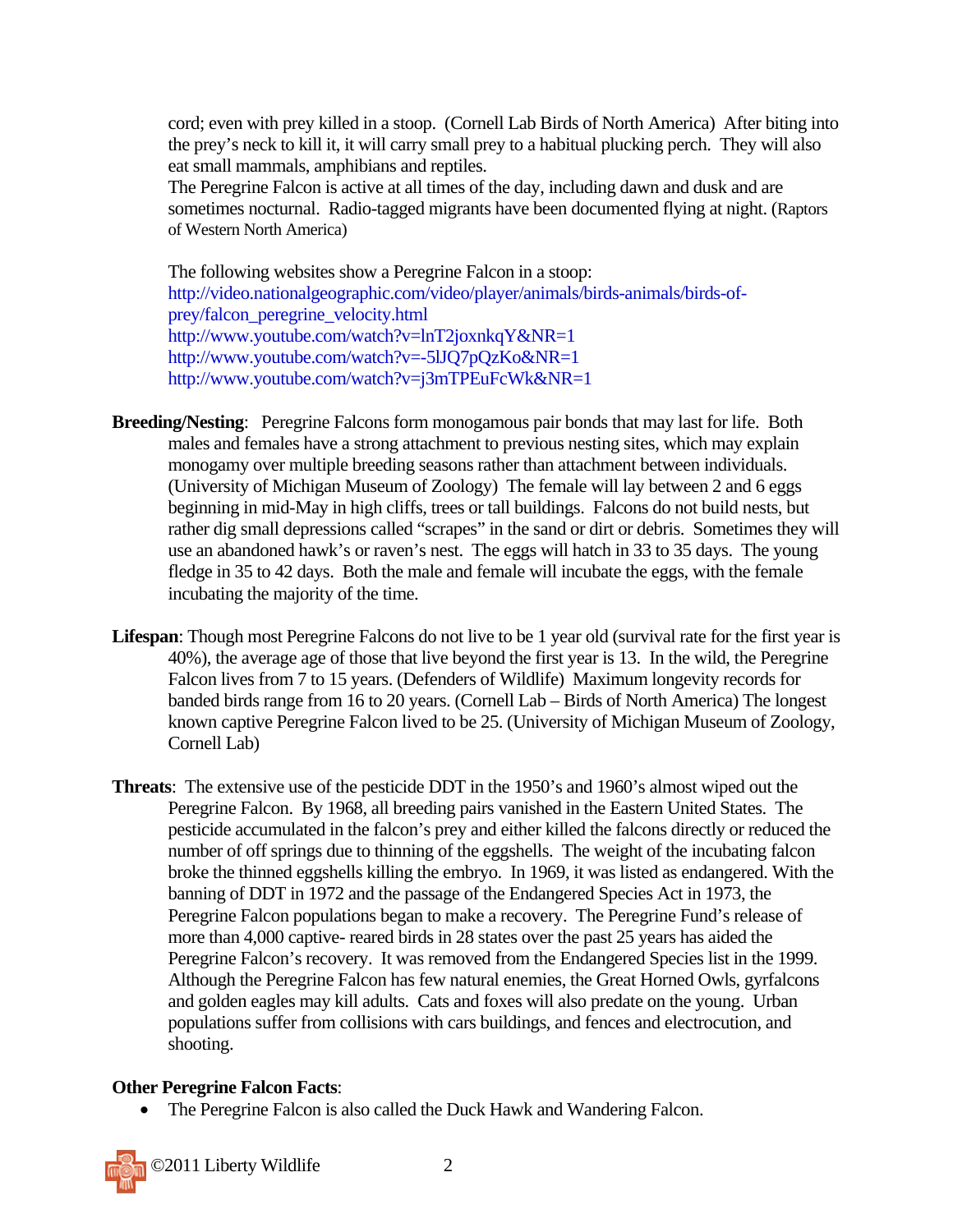cord; even with prey killed in a stoop. (Cornell Lab Birds of North America) After biting into the prey's neck to kill it, it will carry small prey to a habitual plucking perch. They will also eat small mammals, amphibians and reptiles.
The Peregrine Falcon is active at all times of the day, including dawn and dusk and are sometimes nocturnal. Radio-tagged migrants have been documented flying at night. (Raptors of Western North America)

The following websites show a Peregrine Falcon in a stoop:
http://video.nationalgeographic.com/video/player/animals/birds-animals/birds-of-prey/falcon_peregrine_velocity.html
http://www.youtube.com/watch?v=lnT2joxnkqY&NR=1
http://www.youtube.com/watch?v=-5lJQ7pQzKo&NR=1
http://www.youtube.com/watch?v=j3mTPEuFcWk&NR=1

**Breeding/Nesting**: Peregrine Falcons form monogamous pair bonds that may last for life. Both males and females have a strong attachment to previous nesting sites, which may explain monogamy over multiple breeding seasons rather than attachment between individuals. (University of Michigan Museum of Zoology) The female will lay between 2 and 6 eggs beginning in mid-May in high cliffs, trees or tall buildings. Falcons do not build nests, but rather dig small depressions called "scrapes" in the sand or dirt or debris. Sometimes they will use an abandoned hawk's or raven's nest. The eggs will hatch in 33 to 35 days. The young fledge in 35 to 42 days. Both the male and female will incubate the eggs, with the female incubating the majority of the time.

**Lifespan**: Though most Peregrine Falcons do not live to be 1 year old (survival rate for the first year is 40%), the average age of those that live beyond the first year is 13. In the wild, the Peregrine Falcon lives from 7 to 15 years. (Defenders of Wildlife) Maximum longevity records for banded birds range from 16 to 20 years. (Cornell Lab – Birds of North America) The longest known captive Peregrine Falcon lived to be 25. (University of Michigan Museum of Zoology, Cornell Lab)

**Threats**: The extensive use of the pesticide DDT in the 1950's and 1960's almost wiped out the Peregrine Falcon. By 1968, all breeding pairs vanished in the Eastern United States. The pesticide accumulated in the falcon's prey and either killed the falcons directly or reduced the number of off springs due to thinning of the eggshells. The weight of the incubating falcon broke the thinned eggshells killing the embryo. In 1969, it was listed as endangered. With the banning of DDT in 1972 and the passage of the Endangered Species Act in 1973, the Peregrine Falcon populations began to make a recovery. The Peregrine Fund's release of more than 4,000 captive- reared birds in 28 states over the past 25 years has aided the Peregrine Falcon's recovery. It was removed from the Endangered Species list in the 1999. Although the Peregrine Falcon has few natural enemies, the Great Horned Owls, gyrfalcons and golden eagles may kill adults. Cats and foxes will also predate on the young. Urban populations suffer from collisions with cars buildings, and fences and electrocution, and shooting.

**Other Peregrine Falcon Facts**:

- The Peregrine Falcon is also called the Duck Hawk and Wandering Falcon.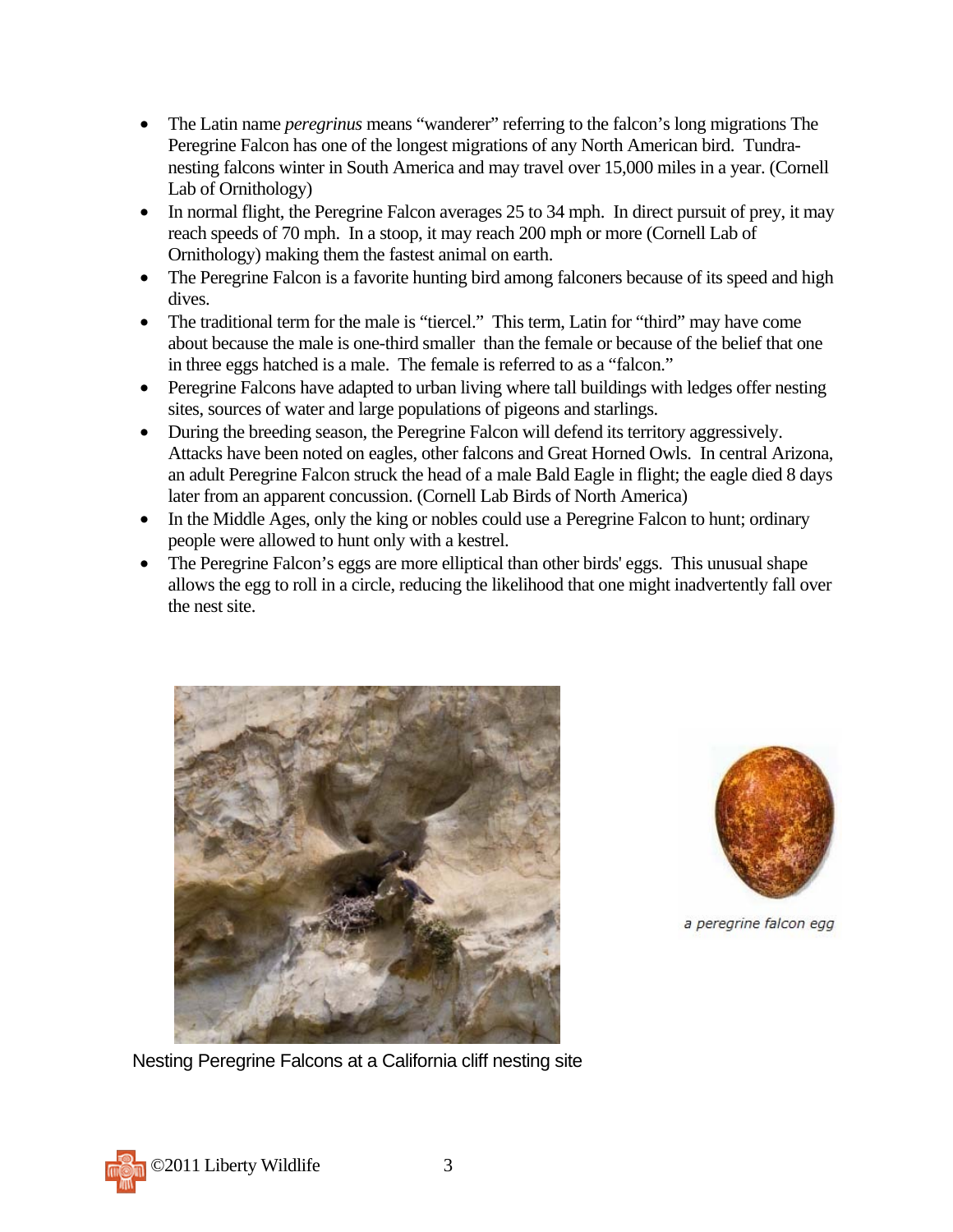- The Latin name *peregrinus* means "wanderer" referring to the falcon's long migrations The Peregrine Falcon has one of the longest migrations of any North American bird. Tundra-nesting falcons winter in South America and may travel over 15,000 miles in a year. (Cornell Lab of Ornithology)
- In normal flight, the Peregrine Falcon averages 25 to 34 mph. In direct pursuit of prey, it may reach speeds of 70 mph. In a stoop, it may reach 200 mph or more (Cornell Lab of Ornithology) making them the fastest animal on earth.
- The Peregrine Falcon is a favorite hunting bird among falconers because of its speed and high dives.
- The traditional term for the male is "tiercel." This term, Latin for "third" may have come about because the male is one-third smaller than the female or because of the belief that one in three eggs hatched is a male. The female is referred to as a "falcon."
- Peregrine Falcons have adapted to urban living where tall buildings with ledges offer nesting sites, sources of water and large populations of pigeons and starlings.
- During the breeding season, the Peregrine Falcon will defend its territory aggressively. Attacks have been noted on eagles, other falcons and Great Horned Owls. In central Arizona, an adult Peregrine Falcon struck the head of a male Bald Eagle in flight; the eagle died 8 days later from an apparent concussion. (Cornell Lab Birds of North America)
- In the Middle Ages, only the king or nobles could use a Peregrine Falcon to hunt; ordinary people were allowed to hunt only with a kestrel.
- The Peregrine Falcon's eggs are more elliptical than other birds' eggs. This unusual shape allows the egg to roll in a circle, reducing the likelihood that one might inadvertently fall over the nest site.

a peregrine falcon egg

Nesting Peregrine Falcons at a California cliff nesting site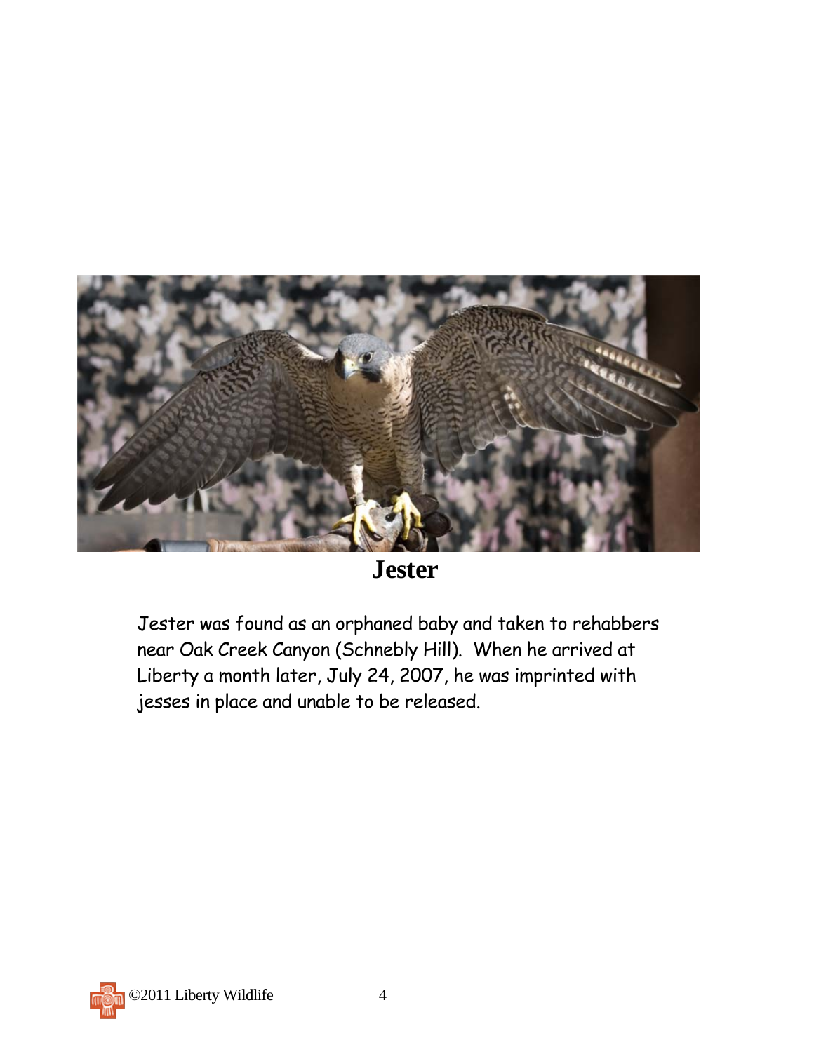# Jester

Jester was found as an orphaned baby and taken to rehabbers near Oak Creek Canyon (Schnebly Hill). When he arrived at Liberty a month later, July 24, 2007, he was imprinted with jesses in place and unable to be released.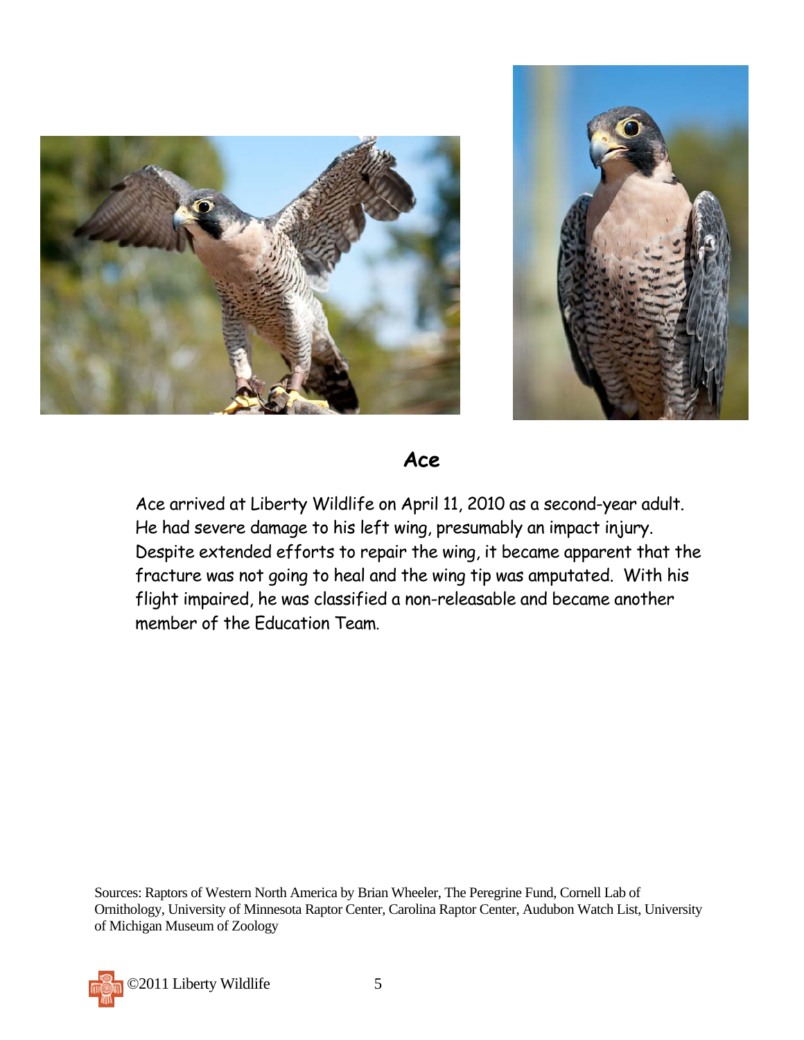## Ace

Ace arrived at Liberty Wildlife on April 11, 2010 as a second-year adult. He had severe damage to his left wing, presumably an impact injury. Despite extended efforts to repair the wing, it became apparent that the fracture was not going to heal and the wing tip was amputated. With his flight impaired, he was classified a non-releasable and became another member of the Education Team.

Sources: Raptors of Western North America by Brian Wheeler, The Peregrine Fund, Cornell Lab of Ornithology, University of Minnesota Raptor Center, Carolina Raptor Center, Audubon Watch List, University of Michigan Museum of Zoology

©2011 Liberty Wildlife